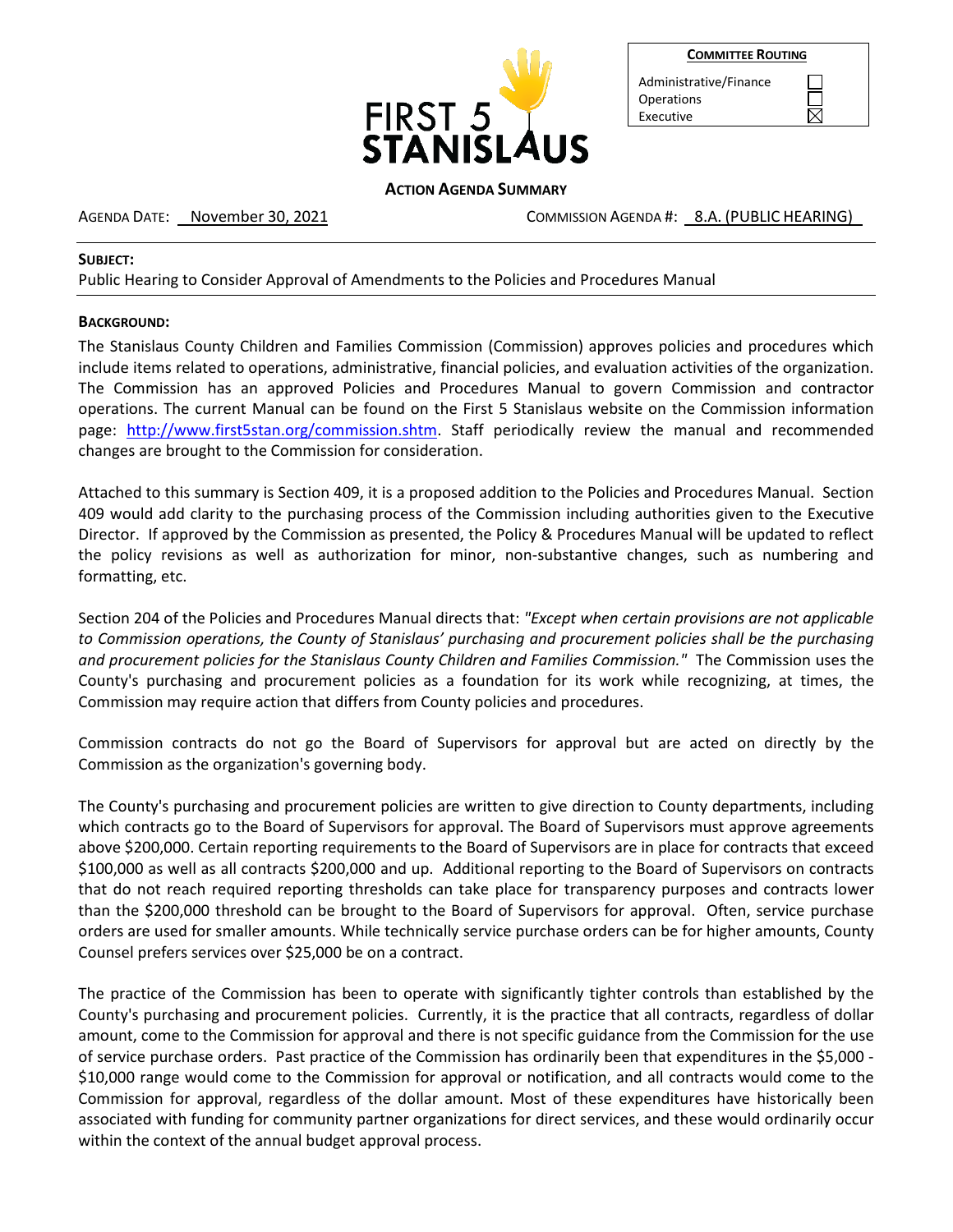FIRST 5 STANISLAUS

| COMMITTEE ROUTING | |
|---|---|
| Administrative/Finance | ☐ |
| Operations | ☐ |
| Executive | ☒ |

**ACTION AGENDA SUMMARY**

AGENDA DATE: November 30, 2021 COMMISSION AGENDA #: 8.A. (PUBLIC HEARING)

**SUBJECT:**

Public Hearing to Consider Approval of Amendments to the Policies and Procedures Manual

**BACKGROUND:**

The Stanislaus County Children and Families Commission (Commission) approves policies and procedures which include items related to operations, administrative, financial policies, and evaluation activities of the organization. The Commission has an approved Policies and Procedures Manual to govern Commission and contractor operations. The current Manual can be found on the First 5 Stanislaus website on the Commission information page: http://www.first5stan.org/commission.shtm. Staff periodically review the manual and recommended changes are brought to the Commission for consideration.

Attached to this summary is Section 409, it is a proposed addition to the Policies and Procedures Manual. Section 409 would add clarity to the purchasing process of the Commission including authorities given to the Executive Director. If approved by the Commission as presented, the Policy & Procedures Manual will be updated to reflect the policy revisions as well as authorization for minor, non-substantive changes, such as numbering and formatting, etc.

Section 204 of the Policies and Procedures Manual directs that: *"Except when certain provisions are not applicable to Commission operations, the County of Stanislaus' purchasing and procurement policies shall be the purchasing and procurement policies for the Stanislaus County Children and Families Commission."* The Commission uses the County's purchasing and procurement policies as a foundation for its work while recognizing, at times, the Commission may require action that differs from County policies and procedures.

Commission contracts do not go the Board of Supervisors for approval but are acted on directly by the Commission as the organization's governing body.

The County's purchasing and procurement policies are written to give direction to County departments, including which contracts go to the Board of Supervisors for approval. The Board of Supervisors must approve agreements above $200,000. Certain reporting requirements to the Board of Supervisors are in place for contracts that exceed $100,000 as well as all contracts $200,000 and up. Additional reporting to the Board of Supervisors on contracts that do not reach required reporting thresholds can take place for transparency purposes and contracts lower than the $200,000 threshold can be brought to the Board of Supervisors for approval. Often, service purchase orders are used for smaller amounts. While technically service purchase orders can be for higher amounts, County Counsel prefers services over $25,000 be on a contract.

The practice of the Commission has been to operate with significantly tighter controls than established by the County's purchasing and procurement policies. Currently, it is the practice that all contracts, regardless of dollar amount, come to the Commission for approval and there is not specific guidance from the Commission for the use of service purchase orders. Past practice of the Commission has ordinarily been that expenditures in the $5,000 - $10,000 range would come to the Commission for approval or notification, and all contracts would come to the Commission for approval, regardless of the dollar amount. Most of these expenditures have historically been associated with funding for community partner organizations for direct services, and these would ordinarily occur within the context of the annual budget approval process.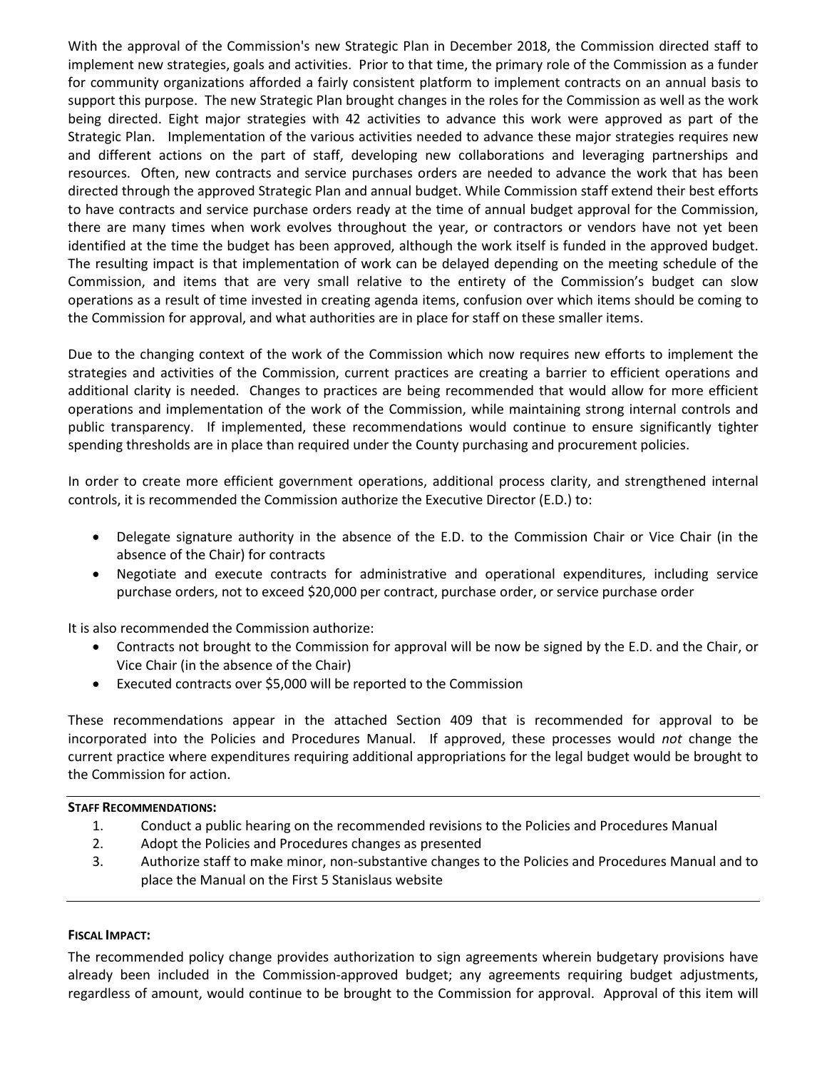With the approval of the Commission's new Strategic Plan in December 2018, the Commission directed staff to implement new strategies, goals and activities. Prior to that time, the primary role of the Commission as a funder for community organizations afforded a fairly consistent platform to implement contracts on an annual basis to support this purpose. The new Strategic Plan brought changes in the roles for the Commission as well as the work being directed. Eight major strategies with 42 activities to advance this work were approved as part of the Strategic Plan. Implementation of the various activities needed to advance these major strategies requires new and different actions on the part of staff, developing new collaborations and leveraging partnerships and resources. Often, new contracts and service purchases orders are needed to advance the work that has been directed through the approved Strategic Plan and annual budget. While Commission staff extend their best efforts to have contracts and service purchase orders ready at the time of annual budget approval for the Commission, there are many times when work evolves throughout the year, or contractors or vendors have not yet been identified at the time the budget has been approved, although the work itself is funded in the approved budget. The resulting impact is that implementation of work can be delayed depending on the meeting schedule of the Commission, and items that are very small relative to the entirety of the Commission's budget can slow operations as a result of time invested in creating agenda items, confusion over which items should be coming to the Commission for approval, and what authorities are in place for staff on these smaller items.

Due to the changing context of the work of the Commission which now requires new efforts to implement the strategies and activities of the Commission, current practices are creating a barrier to efficient operations and additional clarity is needed. Changes to practices are being recommended that would allow for more efficient operations and implementation of the work of the Commission, while maintaining strong internal controls and public transparency. If implemented, these recommendations would continue to ensure significantly tighter spending thresholds are in place than required under the County purchasing and procurement policies.

In order to create more efficient government operations, additional process clarity, and strengthened internal controls, it is recommended the Commission authorize the Executive Director (E.D.) to:

- Delegate signature authority in the absence of the E.D. to the Commission Chair or Vice Chair (in the absence of the Chair) for contracts
- Negotiate and execute contracts for administrative and operational expenditures, including service purchase orders, not to exceed $20,000 per contract, purchase order, or service purchase order

It is also recommended the Commission authorize:

- Contracts not brought to the Commission for approval will be now be signed by the E.D. and the Chair, or Vice Chair (in the absence of the Chair)
- Executed contracts over $5,000 will be reported to the Commission

These recommendations appear in the attached Section 409 that is recommended for approval to be incorporated into the Policies and Procedures Manual. If approved, these processes would *not* change the current practice where expenditures requiring additional appropriations for the legal budget would be brought to the Commission for action.

**STAFF RECOMMENDATIONS:**

1. Conduct a public hearing on the recommended revisions to the Policies and Procedures Manual
2. Adopt the Policies and Procedures changes as presented
3. Authorize staff to make minor, non-substantive changes to the Policies and Procedures Manual and to place the Manual on the First 5 Stanislaus website

**FISCAL IMPACT:**

The recommended policy change provides authorization to sign agreements wherein budgetary provisions have already been included in the Commission-approved budget; any agreements requiring budget adjustments, regardless of amount, would continue to be brought to the Commission for approval. Approval of this item will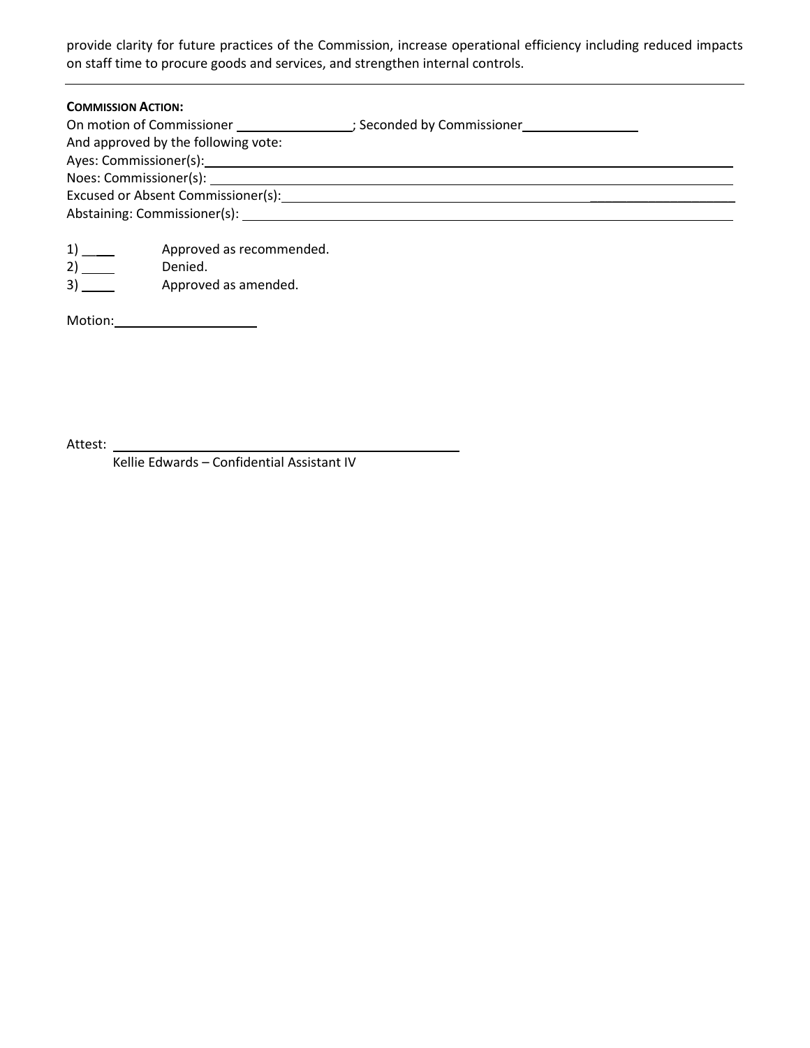provide clarity for future practices of the Commission, increase operational efficiency including reduced impacts on staff time to procure goods and services, and strengthen internal controls.

---

**COMMISSION ACTION:**

On motion of Commissioner ________________; Seconded by Commissioner________________

And approved by the following vote:

Ayes: Commissioner(s):______________________________________________________________________

Noes: Commissioner(s): ______________________________________________________________________

Excused or Absent Commissioner(s):_____________________________________________________________

Abstaining: Commissioner(s): __________________________________________________________________

1) _____ Approved as recommended.

2) _____ Denied.

3) _____ Approved as amended.

Motion:____________________

Attest: ______________________________________________

Kellie Edwards – Confidential Assistant IV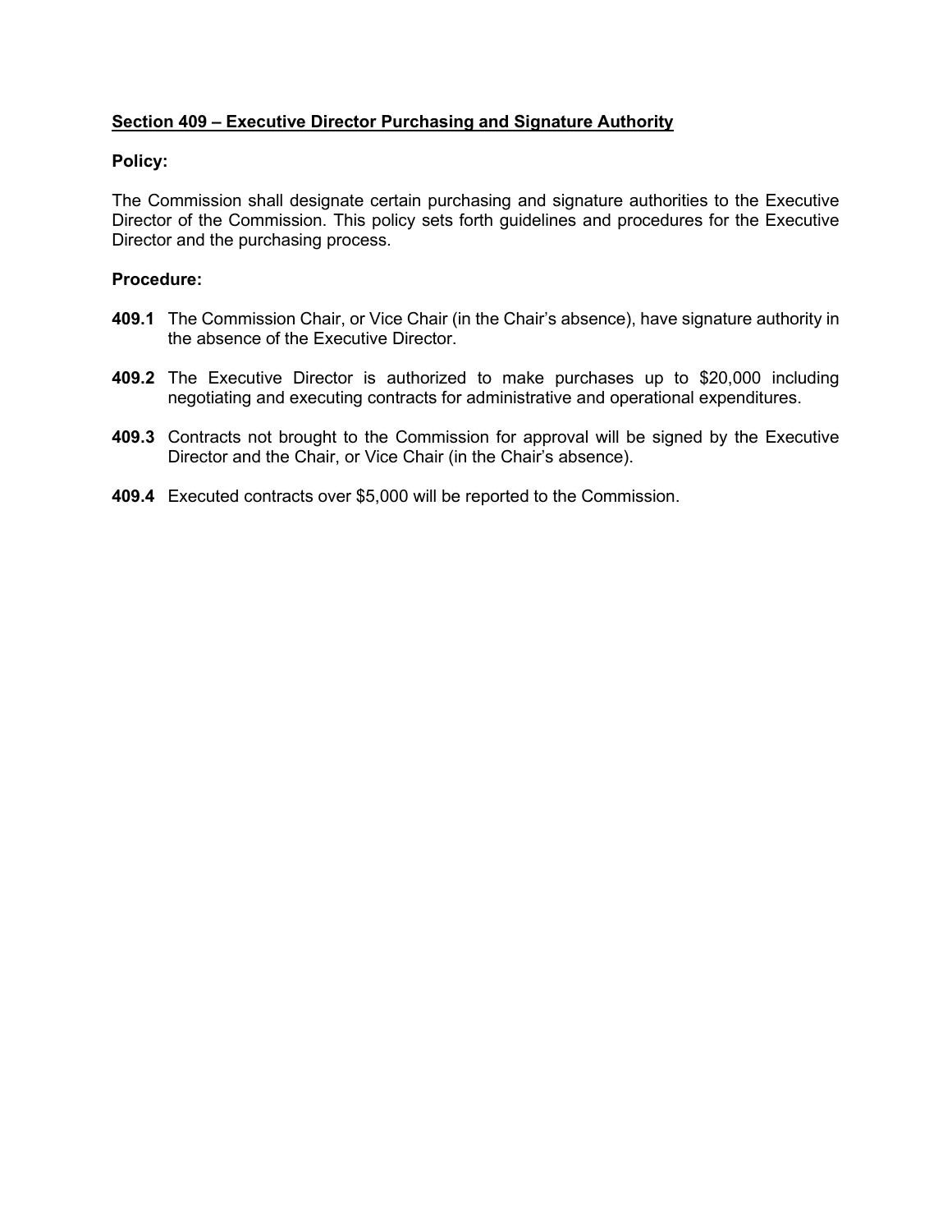## Section 409 – Executive Director Purchasing and Signature Authority

**Policy:**

The Commission shall designate certain purchasing and signature authorities to the Executive Director of the Commission. This policy sets forth guidelines and procedures for the Executive Director and the purchasing process.

**Procedure:**

**409.1** The Commission Chair, or Vice Chair (in the Chair's absence), have signature authority in the absence of the Executive Director.

**409.2** The Executive Director is authorized to make purchases up to $20,000 including negotiating and executing contracts for administrative and operational expenditures.

**409.3** Contracts not brought to the Commission for approval will be signed by the Executive Director and the Chair, or Vice Chair (in the Chair's absence).

**409.4** Executed contracts over $5,000 will be reported to the Commission.